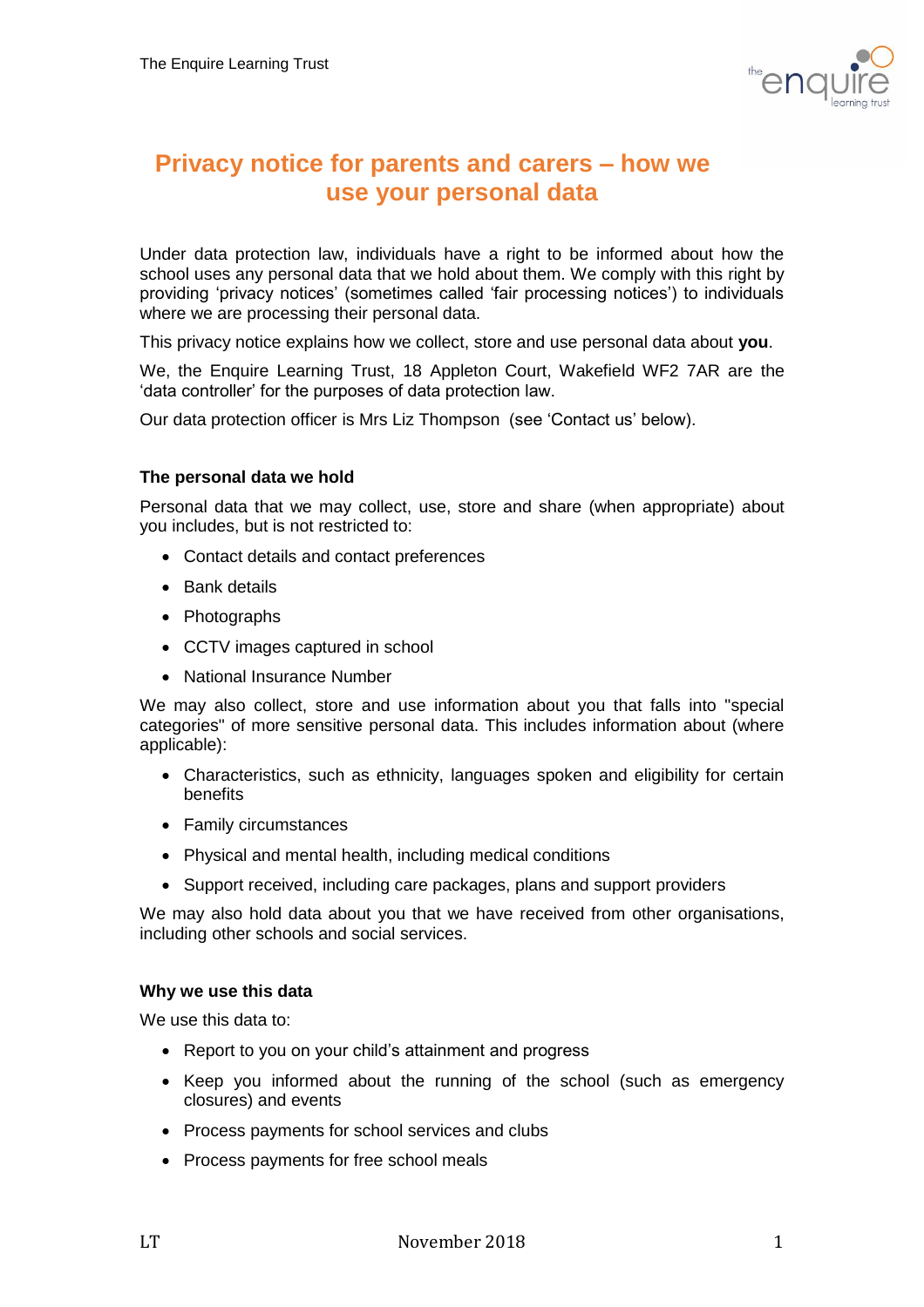# Privacy notice for parents and carers – how we use your personal data

Under data protection law, individuals have a right to be informed about how the school uses any personal data that we hold about them. We comply with this right by providing 'privacy notices' (sometimes called 'fair processing notices') to individuals where we are processing their personal data.

This privacy notice explains how we collect, store and use personal data about **you**.

We, the Enquire Learning Trust, 18 Appleton Court, Wakefield WF2 7AR are the 'data controller' for the purposes of data protection law.

Our data protection officer is Mrs Liz Thompson (see 'Contact us' below).

### The personal data we hold

Personal data that we may collect, use, store and share (when appropriate) about you includes, but is not restricted to:

- Contact details and contact preferences
- Bank details
- Photographs
- CCTV images captured in school
- National Insurance Number

We may also collect, store and use information about you that falls into "special categories" of more sensitive personal data. This includes information about (where applicable):

- Characteristics, such as ethnicity, languages spoken and eligibility for certain benefits
- Family circumstances
- Physical and mental health, including medical conditions
- Support received, including care packages, plans and support providers

We may also hold data about you that we have received from other organisations, including other schools and social services.

### Why we use this data

We use this data to:

- Report to you on your child's attainment and progress
- Keep you informed about the running of the school (such as emergency closures) and events
- Process payments for school services and clubs
- Process payments for free school meals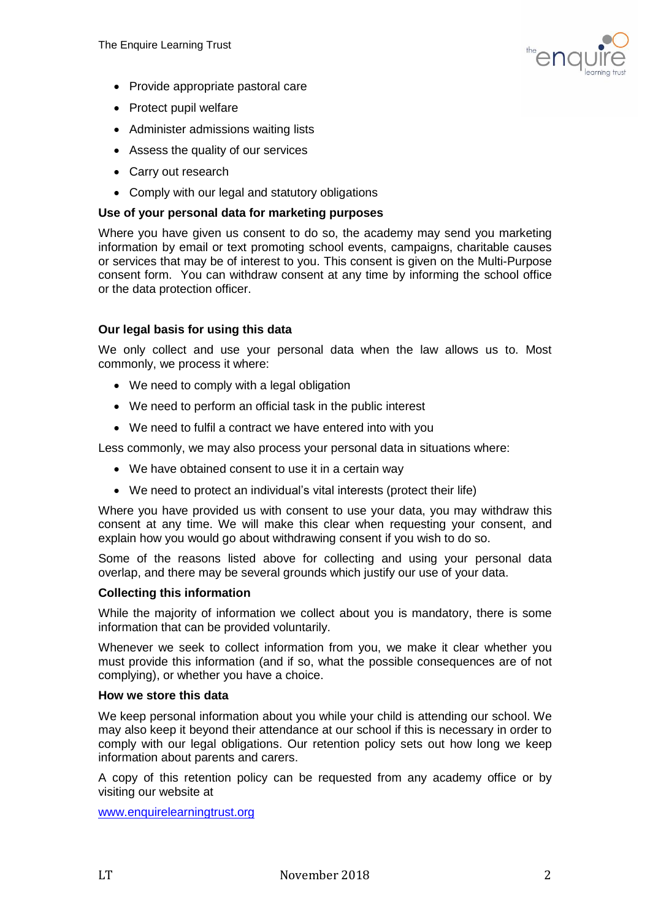- Provide appropriate pastoral care
- Protect pupil welfare
- Administer admissions waiting lists
- Assess the quality of our services
- Carry out research
- Comply with our legal and statutory obligations

**Use of your personal data for marketing purposes**

Where you have given us consent to do so, the academy may send you marketing information by email or text promoting school events, campaigns, charitable causes or services that may be of interest to you. This consent is given on the Multi-Purpose consent form. You can withdraw consent at any time by informing the school office or the data protection officer.

**Our legal basis for using this data**

We only collect and use your personal data when the law allows us to. Most commonly, we process it where:

- We need to comply with a legal obligation
- We need to perform an official task in the public interest
- We need to fulfil a contract we have entered into with you

Less commonly, we may also process your personal data in situations where:

- We have obtained consent to use it in a certain way
- We need to protect an individual's vital interests (protect their life)

Where you have provided us with consent to use your data, you may withdraw this consent at any time. We will make this clear when requesting your consent, and explain how you would go about withdrawing consent if you wish to do so.

Some of the reasons listed above for collecting and using your personal data overlap, and there may be several grounds which justify our use of your data.

**Collecting this information**

While the majority of information we collect about you is mandatory, there is some information that can be provided voluntarily.

Whenever we seek to collect information from you, we make it clear whether you must provide this information (and if so, what the possible consequences are of not complying), or whether you have a choice.

**How we store this data**

We keep personal information about you while your child is attending our school. We may also keep it beyond their attendance at our school if this is necessary in order to comply with our legal obligations. Our retention policy sets out how long we keep information about parents and carers.

A copy of this retention policy can be requested from any academy office or by visiting our website at

www.enquirelearningtrust.org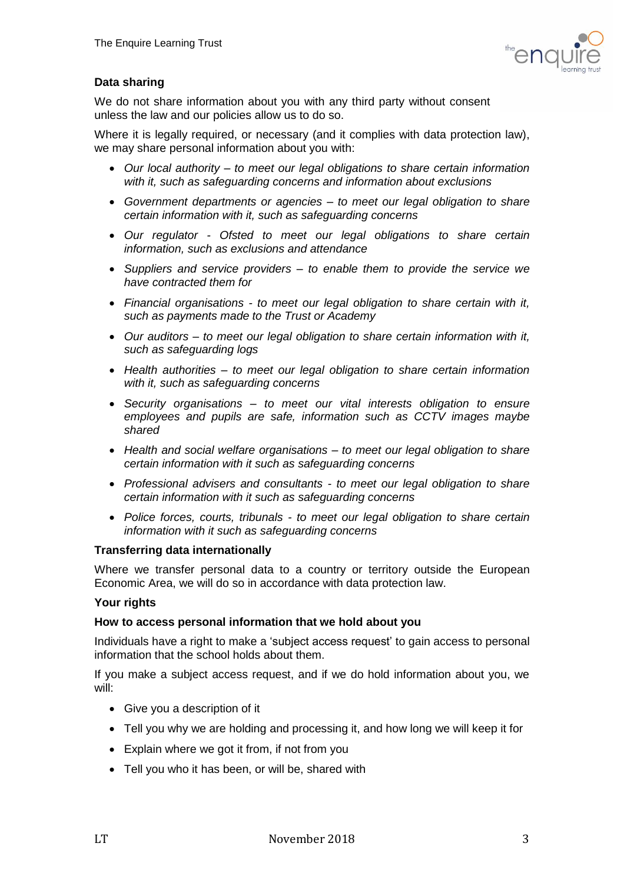**Data sharing**

We do not share information about you with any third party without consent unless the law and our policies allow us to do so.

Where it is legally required, or necessary (and it complies with data protection law), we may share personal information about you with:

- *Our local authority – to meet our legal obligations to share certain information with it, such as safeguarding concerns and information about exclusions*
- *Government departments or agencies – to meet our legal obligation to share certain information with it, such as safeguarding concerns*
- *Our regulator - Ofsted to meet our legal obligations to share certain information, such as exclusions and attendance*
- *Suppliers and service providers – to enable them to provide the service we have contracted them for*
- *Financial organisations - to meet our legal obligation to share certain with it, such as payments made to the Trust or Academy*
- *Our auditors – to meet our legal obligation to share certain information with it, such as safeguarding logs*
- *Health authorities – to meet our legal obligation to share certain information with it, such as safeguarding concerns*
- *Security organisations – to meet our vital interests obligation to ensure employees and pupils are safe, information such as CCTV images maybe shared*
- *Health and social welfare organisations – to meet our legal obligation to share certain information with it such as safeguarding concerns*
- *Professional advisers and consultants - to meet our legal obligation to share certain information with it such as safeguarding concerns*
- *Police forces, courts, tribunals - to meet our legal obligation to share certain information with it such as safeguarding concerns*

**Transferring data internationally**

Where we transfer personal data to a country or territory outside the European Economic Area, we will do so in accordance with data protection law.

**Your rights**

**How to access personal information that we hold about you**

Individuals have a right to make a 'subject access request' to gain access to personal information that the school holds about them.

If you make a subject access request, and if we do hold information about you, we will:

- Give you a description of it
- Tell you why we are holding and processing it, and how long we will keep it for
- Explain where we got it from, if not from you
- Tell you who it has been, or will be, shared with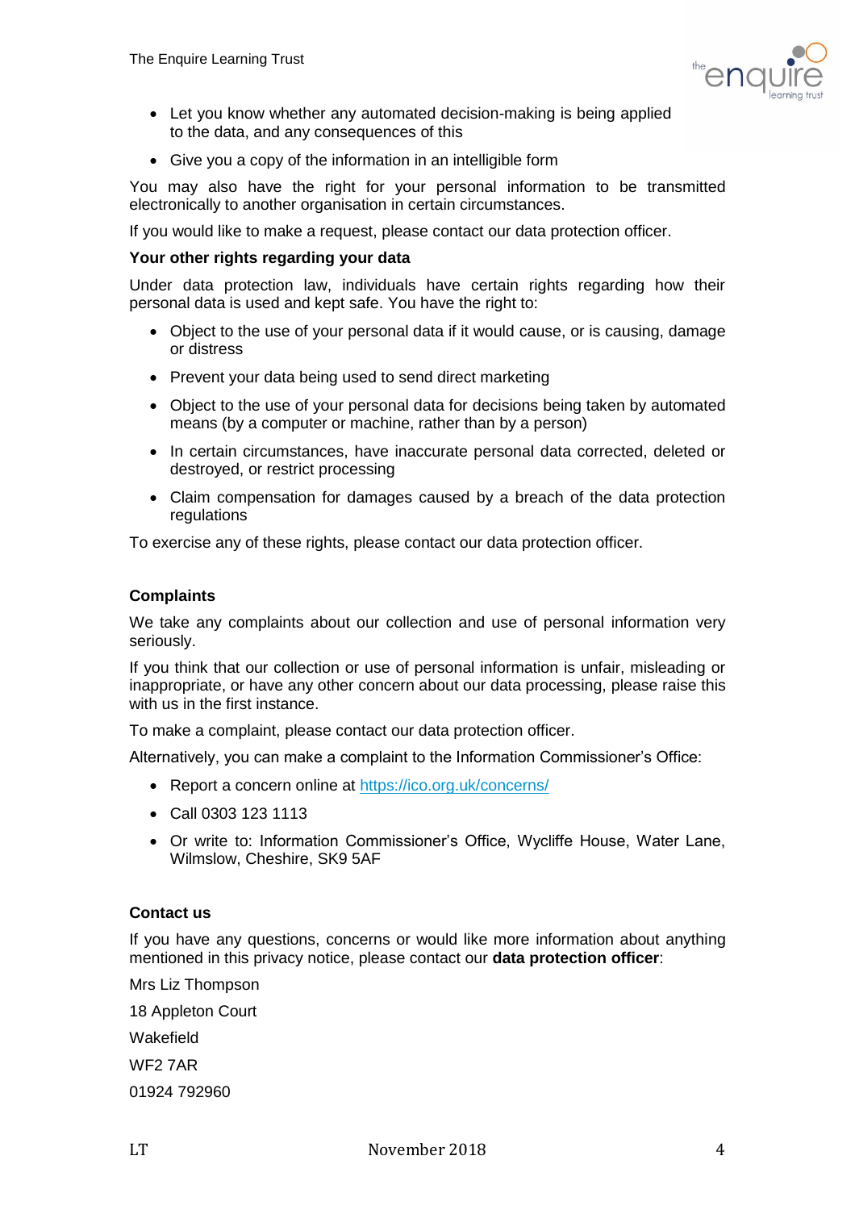- Let you know whether any automated decision-making is being applied to the data, and any consequences of this
- Give you a copy of the information in an intelligible form

You may also have the right for your personal information to be transmitted electronically to another organisation in certain circumstances.

If you would like to make a request, please contact our data protection officer.

**Your other rights regarding your data**

Under data protection law, individuals have certain rights regarding how their personal data is used and kept safe. You have the right to:

- Object to the use of your personal data if it would cause, or is causing, damage or distress
- Prevent your data being used to send direct marketing
- Object to the use of your personal data for decisions being taken by automated means (by a computer or machine, rather than by a person)
- In certain circumstances, have inaccurate personal data corrected, deleted or destroyed, or restrict processing
- Claim compensation for damages caused by a breach of the data protection regulations

To exercise any of these rights, please contact our data protection officer.

**Complaints**

We take any complaints about our collection and use of personal information very seriously.

If you think that our collection or use of personal information is unfair, misleading or inappropriate, or have any other concern about our data processing, please raise this with us in the first instance.

To make a complaint, please contact our data protection officer.

Alternatively, you can make a complaint to the Information Commissioner's Office:

- Report a concern online at https://ico.org.uk/concerns/
- Call 0303 123 1113
- Or write to: Information Commissioner's Office, Wycliffe House, Water Lane, Wilmslow, Cheshire, SK9 5AF

**Contact us**

If you have any questions, concerns or would like more information about anything mentioned in this privacy notice, please contact our **data protection officer**:

Mrs Liz Thompson

18 Appleton Court

Wakefield

WF2 7AR

01924 792960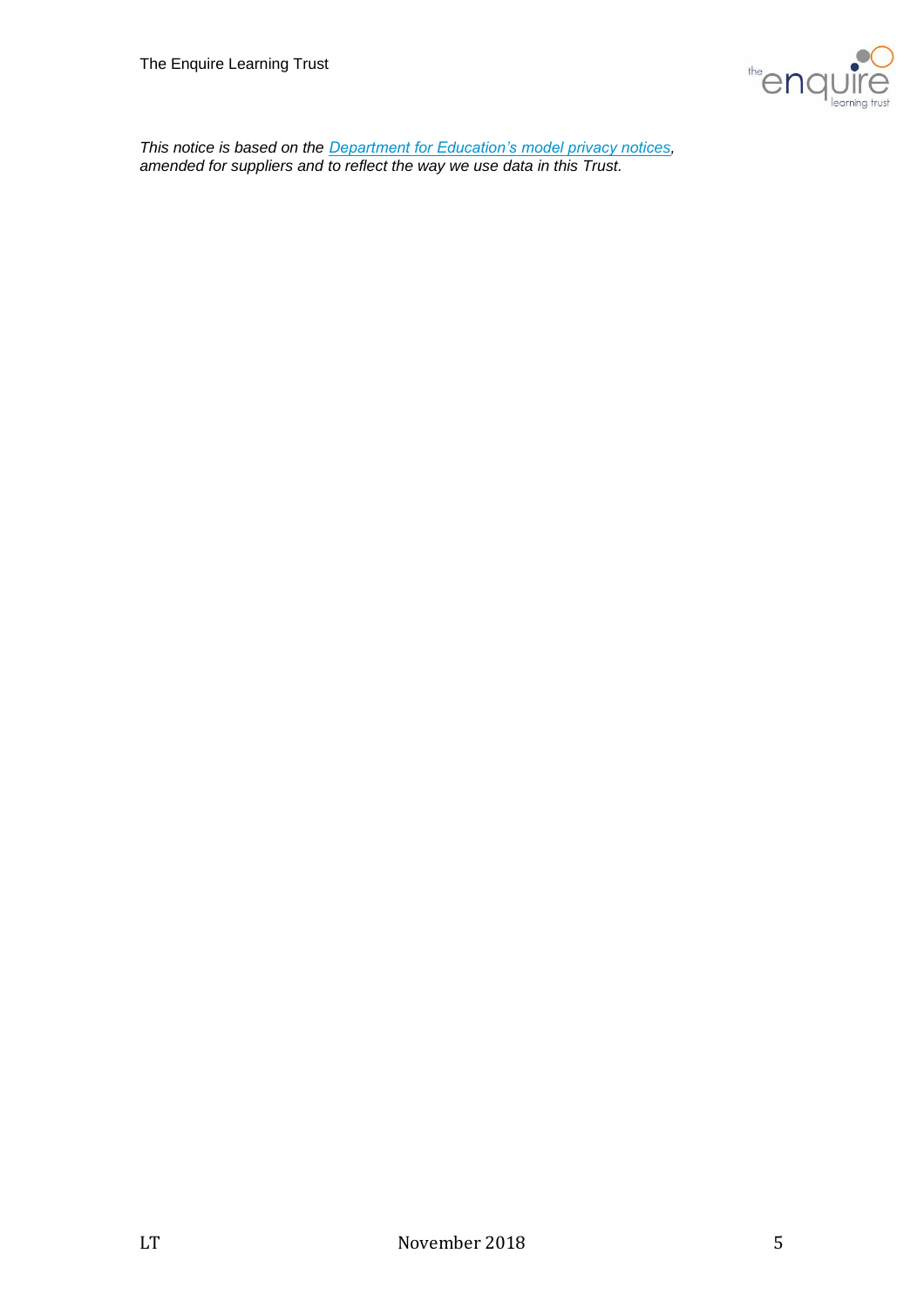*This notice is based on the Department for Education's model privacy notices, amended for suppliers and to reflect the way we use data in this Trust.*